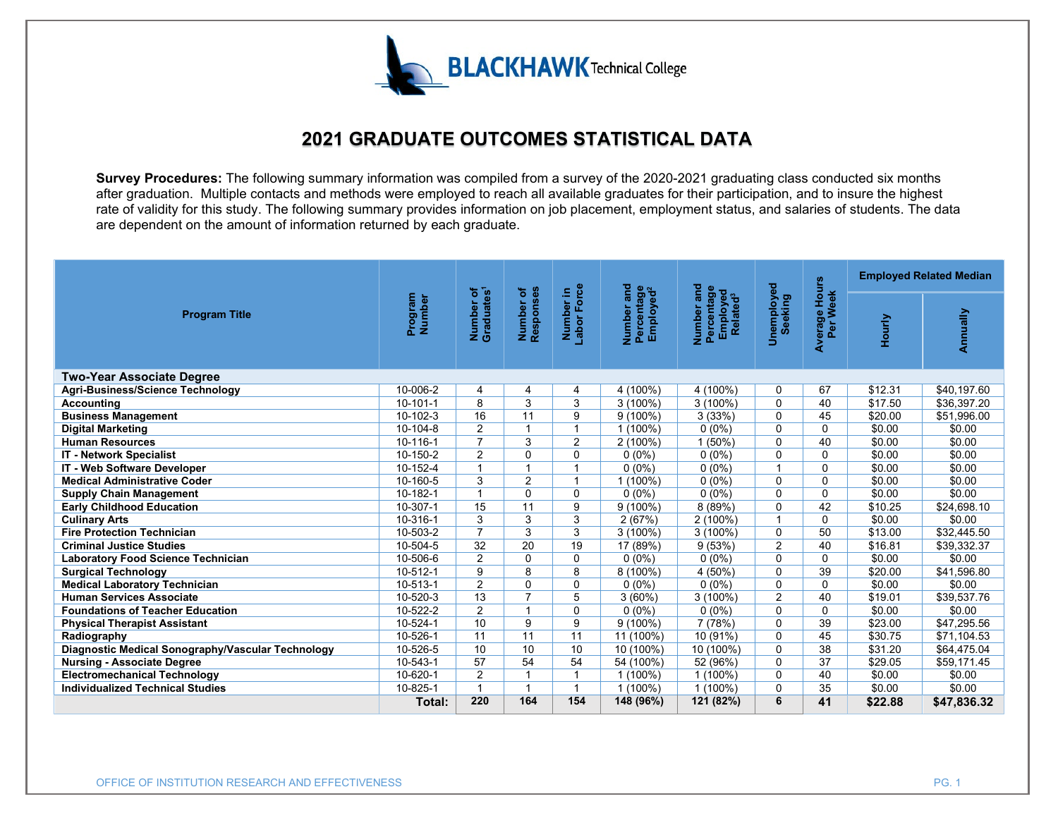BLACKHAWK Technical College

# 2021 GRADUATE OUTCOMES STATISTICAL DATA

**Survey Procedures:** The following summary information was compiled from a survey of the 2020-2021 graduating class conducted six months after graduation. Multiple contacts and methods were employed to reach all available graduates for their participation, and to insure the highest rate of validity for this study. The following summary provides information on job placement, employment status, and salaries of students. The data are dependent on the amount of information returned by each graduate.

| Program Title | Program Number | Number of Graduates[1] | Number of Responses | Number in Labor Force | Number and Percentage Employed[2] | Number and Percentage Employed Related[3] | Unemployed Seeking | Average Hours Per Week | Employed Related Median | |
|---|---|---|---|---|---|---|---|---|---|---|
| | | | | | | | | | Hourly | Annually |
| **Two-Year Associate Degree** | | | | | | | | | | |
| **Agri-Business/Science Technology** | 10-006-2 | 4 | 4 | 4 | 4 (100%) | 4 (100%) | 0 | 67 | $12.31 | $40,197.60 |
| **Accounting** | 10-101-1 | 8 | 3 | 3 | 3 (100%) | 3 (100%) | 0 | 40 | $17.50 | $36,397.20 |
| **Business Management** | 10-102-3 | 16 | 11 | 9 | 9 (100%) | 3 (33%) | 0 | 45 | $20.00 | $51,996.00 |
| **Digital Marketing** | 10-104-8 | 2 | 1 | 1 | 1 (100%) | 0 (0%) | 0 | 0 | $0.00 | $0.00 |
| **Human Resources** | 10-116-1 | 7 | 3 | 2 | 2 (100%) | 1 (50%) | 0 | 40 | $0.00 | $0.00 |
| **IT - Network Specialist** | 10-150-2 | 2 | 0 | 0 | 0 (0%) | 0 (0%) | 0 | 0 | $0.00 | $0.00 |
| **IT - Web Software Developer** | 10-152-4 | 1 | 1 | 1 | 0 (0%) | 0 (0%) | 1 | 0 | $0.00 | $0.00 |
| **Medical Administrative Coder** | 10-160-5 | 3 | 2 | 1 | 1 (100%) | 0 (0%) | 0 | 0 | $0.00 | $0.00 |
| **Supply Chain Management** | 10-182-1 | 1 | 0 | 0 | 0 (0%) | 0 (0%) | 0 | 0 | $0.00 | $0.00 |
| **Early Childhood Education** | 10-307-1 | 15 | 11 | 9 | 9 (100%) | 8 (89%) | 0 | 42 | $10.25 | $24,698.10 |
| **Culinary Arts** | 10-316-1 | 3 | 3 | 3 | 2 (67%) | 2 (100%) | 1 | 0 | $0.00 | $0.00 |
| **Fire Protection Technician** | 10-503-2 | 7 | 3 | 3 | 3 (100%) | 3 (100%) | 0 | 50 | $13.00 | $32,445.50 |
| **Criminal Justice Studies** | 10-504-5 | 32 | 20 | 19 | 17 (89%) | 9 (53%) | 2 | 40 | $16.81 | $39,332.37 |
| **Laboratory Food Science Technician** | 10-506-6 | 2 | 0 | 0 | 0 (0%) | 0 (0%) | 0 | 0 | $0.00 | $0.00 |
| **Surgical Technology** | 10-512-1 | 9 | 8 | 8 | 8 (100%) | 4 (50%) | 0 | 39 | $20.00 | $41,596.80 |
| **Medical Laboratory Technician** | 10-513-1 | 2 | 0 | 0 | 0 (0%) | 0 (0%) | 0 | 0 | $0.00 | $0.00 |
| **Human Services Associate** | 10-520-3 | 13 | 7 | 5 | 3 (60%) | 3 (100%) | 2 | 40 | $19.01 | $39,537.76 |
| **Foundations of Teacher Education** | 10-522-2 | 2 | 1 | 0 | 0 (0%) | 0 (0%) | 0 | 0 | $0.00 | $0.00 |
| **Physical Therapist Assistant** | 10-524-1 | 10 | 9 | 9 | 9 (100%) | 7 (78%) | 0 | 39 | $23.00 | $47,295.56 |
| **Radiography** | 10-526-1 | 11 | 11 | 11 | 11 (100%) | 10 (91%) | 0 | 45 | $30.75 | $71,104.53 |
| **Diagnostic Medical Sonography/Vascular Technology** | 10-526-5 | 10 | 10 | 10 | 10 (100%) | 10 (100%) | 0 | 38 | $31.20 | $64,475.04 |
| **Nursing - Associate Degree** | 10-543-1 | 57 | 54 | 54 | 54 (100%) | 52 (96%) | 0 | 37 | $29.05 | $59,171.45 |
| **Electromechanical Technology** | 10-620-1 | 2 | 1 | 1 | 1 (100%) | 1 (100%) | 0 | 40 | $0.00 | $0.00 |
| **Individualized Technical Studies** | 10-825-1 | 1 | 1 | 1 | 1 (100%) | 1 (100%) | 0 | 35 | $0.00 | $0.00 |
| | **Total:** | **220** | **164** | **154** | **148 (96%)** | **121 (82%)** | **6** | **41** | **$22.88** | **$47,836.32** |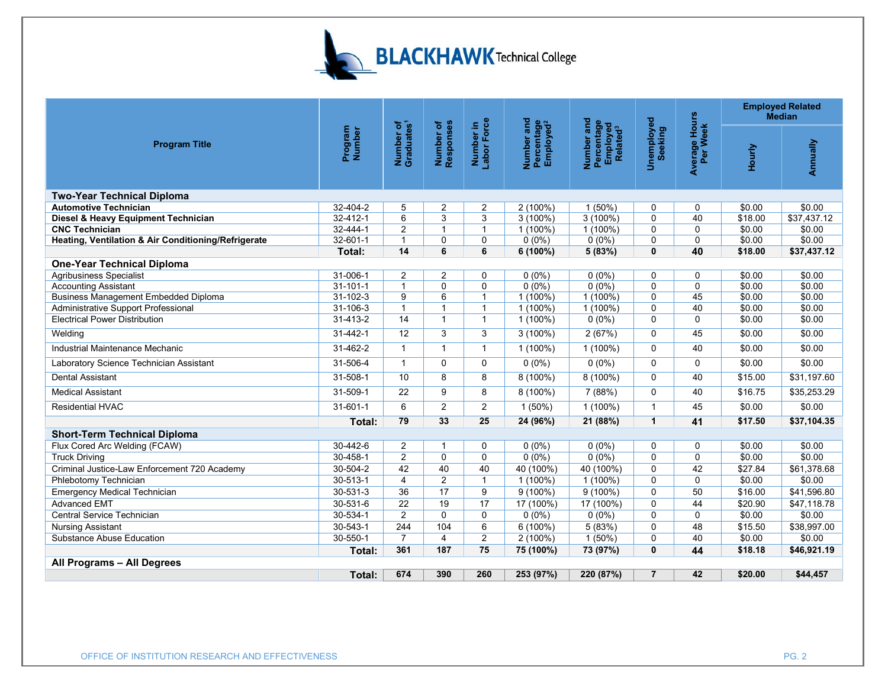# BLACKHAWK Technical College

| Program Title | Program Number | Number of Graduates[1] | Number of Responses | Number in Labor Force | Number and Percentage Employed[2] | Number and Percentage Employed Related[3] | Unemployed Seeking | Average Hours Per Week | Employed Related Median | |
|---|---|---|---|---|---|---|---|---|---|---|
| | | | | | | | | | Hourly | Annually |
| **Two-Year Technical Diploma** | | | | | | | | | | |
| **Automotive Technician** | 32-404-2 | 5 | 2 | 2 | 2 (100%) | 1 (50%) | 0 | 0 | $0.00 | $0.00 |
| **Diesel & Heavy Equipment Technician** | 32-412-1 | 6 | 3 | 3 | 3 (100%) | 3 (100%) | 0 | 40 | $18.00 | $37,437.12 |
| **CNC Technician** | 32-444-1 | 2 | 1 | 1 | 1 (100%) | 1 (100%) | 0 | 0 | $0.00 | $0.00 |
| **Heating, Ventilation & Air Conditioning/Refrigerate** | 32-601-1 | 1 | 0 | 0 | 0 (0%) | 0 (0%) | 0 | 0 | $0.00 | $0.00 |
| | **Total:** | **14** | **6** | **6** | **6 (100%)** | **5 (83%)** | **0** | **40** | **$18.00** | **$37,437.12** |
| **One-Year Technical Diploma** | | | | | | | | | | |
| Agribusiness Specialist | 31-006-1 | 2 | 2 | 0 | 0 (0%) | 0 (0%) | 0 | 0 | $0.00 | $0.00 |
| Accounting Assistant | 31-101-1 | 1 | 0 | 0 | 0 (0%) | 0 (0%) | 0 | 0 | $0.00 | $0.00 |
| Business Management Embedded Diploma | 31-102-3 | 9 | 6 | 1 | 1 (100%) | 1 (100%) | 0 | 45 | $0.00 | $0.00 |
| Administrative Support Professional | 31-106-3 | 1 | 1 | 1 | 1 (100%) | 1 (100%) | 0 | 40 | $0.00 | $0.00 |
| Electrical Power Distribution | 31-413-2 | 14 | 1 | 1 | 1 (100%) | 0 (0%) | 0 | 0 | $0.00 | $0.00 |
| Welding | 31-442-1 | 12 | 3 | 3 | 3 (100%) | 2 (67%) | 0 | 45 | $0.00 | $0.00 |
| Industrial Maintenance Mechanic | 31-462-2 | 1 | 1 | 1 | 1 (100%) | 1 (100%) | 0 | 40 | $0.00 | $0.00 |
| Laboratory Science Technician Assistant | 31-506-4 | 1 | 0 | 0 | 0 (0%) | 0 (0%) | 0 | 0 | $0.00 | $0.00 |
| Dental Assistant | 31-508-1 | 10 | 8 | 8 | 8 (100%) | 8 (100%) | 0 | 40 | $15.00 | $31,197.60 |
| Medical Assistant | 31-509-1 | 22 | 9 | 8 | 8 (100%) | 7 (88%) | 0 | 40 | $16.75 | $35,253.29 |
| Residential HVAC | 31-601-1 | 6 | 2 | 2 | 1 (50%) | 1 (100%) | 1 | 45 | $0.00 | $0.00 |
| | **Total:** | **79** | **33** | **25** | **24 (96%)** | **21 (88%)** | **1** | **41** | **$17.50** | **$37,104.35** |
| **Short-Term Technical Diploma** | | | | | | | | | | |
| Flux Cored Arc Welding (FCAW) | 30-442-6 | 2 | 1 | 0 | 0 (0%) | 0 (0%) | 0 | 0 | $0.00 | $0.00 |
| Truck Driving | 30-458-1 | 2 | 0 | 0 | 0 (0%) | 0 (0%) | 0 | 0 | $0.00 | $0.00 |
| Criminal Justice-Law Enforcement 720 Academy | 30-504-2 | 42 | 40 | 40 | 40 (100%) | 40 (100%) | 0 | 42 | $27.84 | $61,378.68 |
| Phlebotomy Technician | 30-513-1 | 4 | 2 | 1 | 1 (100%) | 1 (100%) | 0 | 0 | $0.00 | $0.00 |
| Emergency Medical Technician | 30-531-3 | 36 | 17 | 9 | 9 (100%) | 9 (100%) | 0 | 50 | $16.00 | $41,596.80 |
| Advanced EMT | 30-531-6 | 22 | 19 | 17 | 17 (100%) | 17 (100%) | 0 | 44 | $20.90 | $47,118.78 |
| Central Service Technician | 30-534-1 | 2 | 0 | 0 | 0 (0%) | 0 (0%) | 0 | 0 | $0.00 | $0.00 |
| Nursing Assistant | 30-543-1 | 244 | 104 | 6 | 6 (100%) | 5 (83%) | 0 | 48 | $15.50 | $38,997.00 |
| Substance Abuse Education | 30-550-1 | 7 | 4 | 2 | 2 (100%) | 1 (50%) | 0 | 40 | $0.00 | $0.00 |
| | **Total:** | **361** | **187** | **75** | **75 (100%)** | **73 (97%)** | **0** | **44** | **$18.18** | **$46,921.19** |
| **All Programs – All Degrees** | | | | | | | | | | |
| | **Total:** | **674** | **390** | **260** | **253 (97%)** | **220 (87%)** | **7** | **42** | **$20.00** | **$44,457** |

OFFICE OF INSTITUTION RESEARCH AND EFFECTIVENESS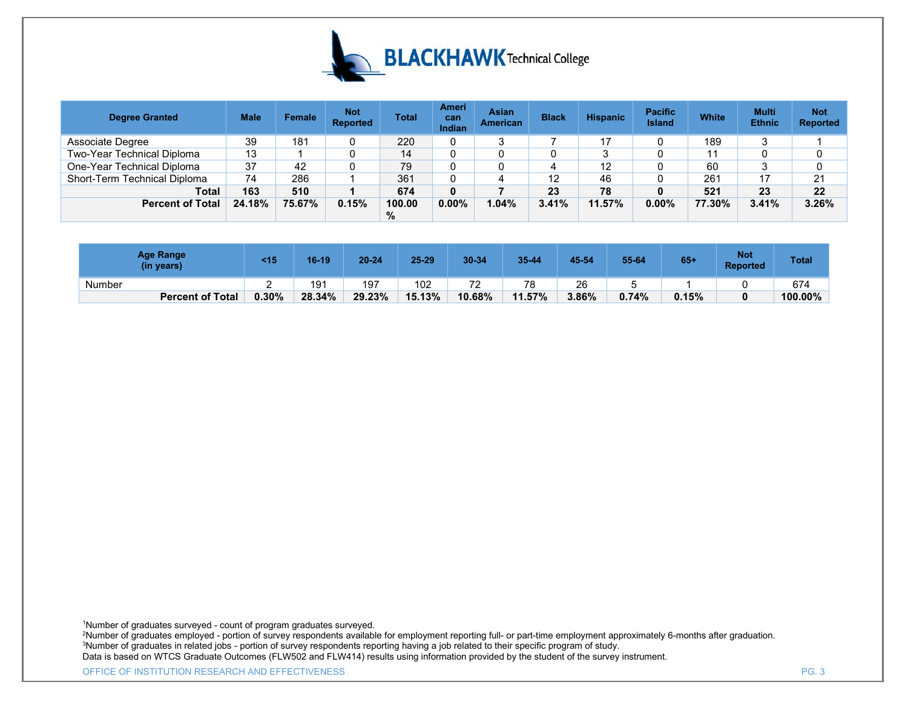| Degree Granted | Male | Female | Not Reported | Total | American Indian | Asian American | Black | Hispanic | Pacific Island | White | Multi Ethnic | Not Reported |
|---|---|---|---|---|---|---|---|---|---|---|---|---|
| Associate Degree | 39 | 181 | 0 | 220 | 0 | 3 | 7 | 17 | 0 | 189 | 3 | 1 |
| Two-Year Technical Diploma | 13 | 1 | 0 | 14 | 0 | 0 | 0 | 3 | 0 | 11 | 0 | 0 |
| One-Year Technical Diploma | 37 | 42 | 0 | 79 | 0 | 0 | 4 | 12 | 0 | 60 | 3 | 0 |
| Short-Term Technical Diploma | 74 | 286 | 1 | 361 | 0 | 4 | 12 | 46 | 0 | 261 | 17 | 21 |
| **Total** | **163** | **510** | **1** | **674** | **0** | **7** | **23** | **78** | **0** | **521** | **23** | **22** |
| **Percent of Total** | **24.18%** | **75.67%** | **0.15%** | **100.00%** | **0.00%** | **1.04%** | **3.41%** | **11.57%** | **0.00%** | **77.30%** | **3.41%** | **3.26%** |

| Age Range (in years) | <15 | 16-19 | 20-24 | 25-29 | 30-34 | 35-44 | 45-54 | 55-64 | 65+ | Not Reported | Total |
|---|---|---|---|---|---|---|---|---|---|---|---|
| Number | 2 | 191 | 197 | 102 | 72 | 78 | 26 | 5 | 1 | 0 | 674 |
| **Percent of Total** | **0.30%** | **28.34%** | **29.23%** | **15.13%** | **10.68%** | **11.57%** | **3.86%** | **0.74%** | **0.15%** | **0** | **100.00%** |

[1]Number of graduates surveyed - count of program graduates surveyed.
[2]Number of graduates employed - portion of survey respondents available for employment reporting full- or part-time employment approximately 6-months after graduation.
[3]Number of graduates in related jobs - portion of survey respondents reporting having a job related to their specific program of study.
Data is based on WTCS Graduate Outcomes (FLW502 and FLW414) results using information provided by the student of the survey instrument.